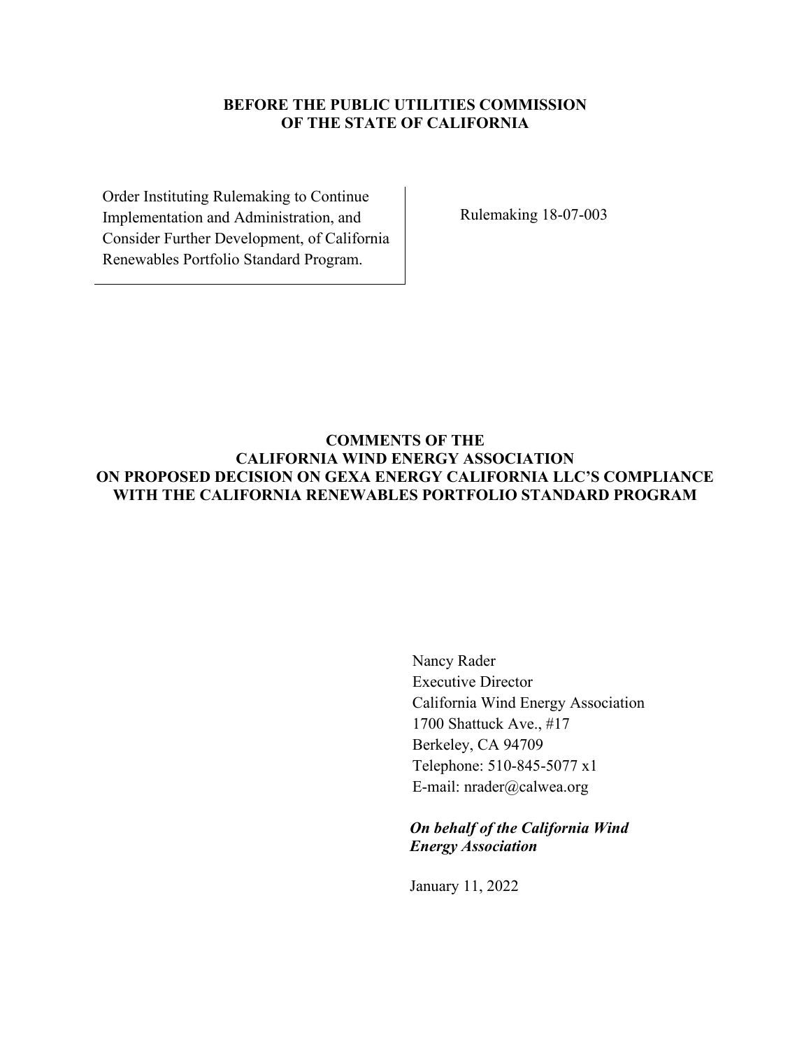**BEFORE THE PUBLIC UTILITIES COMMISSION**
**OF THE STATE OF CALIFORNIA**

| | |
|---|---|
| Order Instituting Rulemaking to Continue Implementation and Administration, and Consider Further Development, of California Renewables Portfolio Standard Program. | Rulemaking 18-07-003 |

**COMMENTS OF THE**
**CALIFORNIA WIND ENERGY ASSOCIATION**
**ON PROPOSED DECISION ON GEXA ENERGY CALIFORNIA LLC'S COMPLIANCE WITH THE CALIFORNIA RENEWABLES PORTFOLIO STANDARD PROGRAM**

Nancy Rader
Executive Director
California Wind Energy Association
1700 Shattuck Ave., #17
Berkeley, CA 94709
Telephone: 510-845-5077 x1
E-mail: nrader@calwea.org

***On behalf of the California Wind Energy Association***

January 11, 2022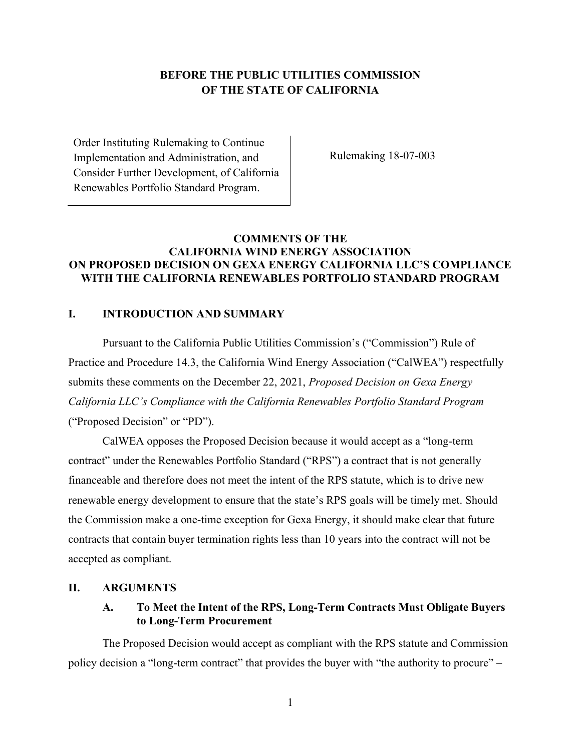**BEFORE THE PUBLIC UTILITIES COMMISSION OF THE STATE OF CALIFORNIA**

| Order Instituting Rulemaking to Continue Implementation and Administration, and Consider Further Development, of California Renewables Portfolio Standard Program. | Rulemaking 18-07-003 |
|---|---|

**COMMENTS OF THE CALIFORNIA WIND ENERGY ASSOCIATION ON PROPOSED DECISION ON GEXA ENERGY CALIFORNIA LLC'S COMPLIANCE WITH THE CALIFORNIA RENEWABLES PORTFOLIO STANDARD PROGRAM**

## I. INTRODUCTION AND SUMMARY

Pursuant to the California Public Utilities Commission's ("Commission") Rule of Practice and Procedure 14.3, the California Wind Energy Association ("CalWEA") respectfully submits these comments on the December 22, 2021, *Proposed Decision on Gexa Energy California LLC's Compliance with the California Renewables Portfolio Standard Program* ("Proposed Decision" or "PD").

CalWEA opposes the Proposed Decision because it would accept as a "long-term contract" under the Renewables Portfolio Standard ("RPS") a contract that is not generally financeable and therefore does not meet the intent of the RPS statute, which is to drive new renewable energy development to ensure that the state's RPS goals will be timely met. Should the Commission make a one-time exception for Gexa Energy, it should make clear that future contracts that contain buyer termination rights less than 10 years into the contract will not be accepted as compliant.

## II. ARGUMENTS

### A. To Meet the Intent of the RPS, Long-Term Contracts Must Obligate Buyers to Long-Term Procurement

The Proposed Decision would accept as compliant with the RPS statute and Commission policy decision a "long-term contract" that provides the buyer with "the authority to procure" –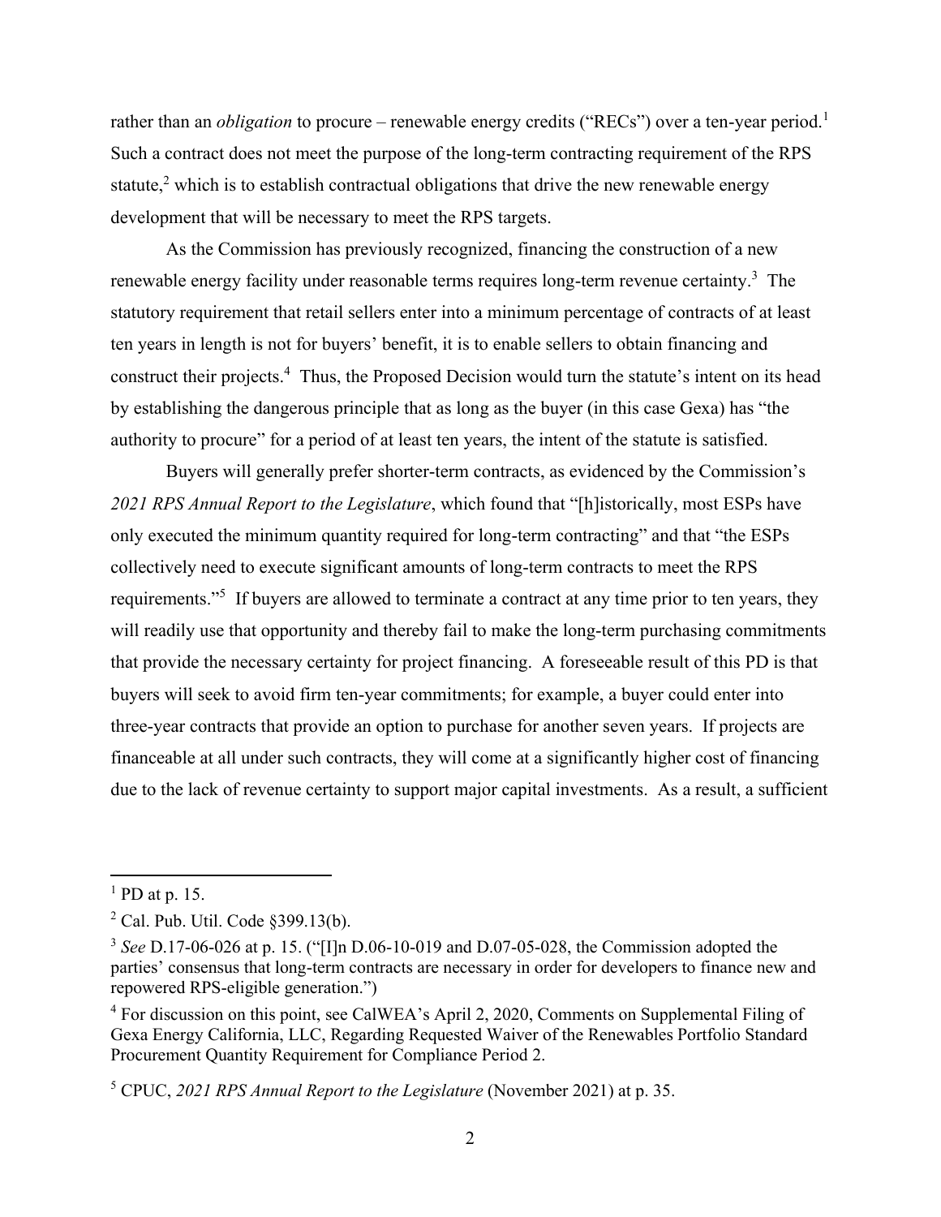rather than an *obligation* to procure – renewable energy credits ("RECs") over a ten-year period.[1] Such a contract does not meet the purpose of the long-term contracting requirement of the RPS statute,[2] which is to establish contractual obligations that drive the new renewable energy development that will be necessary to meet the RPS targets.

As the Commission has previously recognized, financing the construction of a new renewable energy facility under reasonable terms requires long-term revenue certainty.[3] The statutory requirement that retail sellers enter into a minimum percentage of contracts of at least ten years in length is not for buyers' benefit, it is to enable sellers to obtain financing and construct their projects.[4] Thus, the Proposed Decision would turn the statute's intent on its head by establishing the dangerous principle that as long as the buyer (in this case Gexa) has "the authority to procure" for a period of at least ten years, the intent of the statute is satisfied.

Buyers will generally prefer shorter-term contracts, as evidenced by the Commission's *2021 RPS Annual Report to the Legislature*, which found that "[h]istorically, most ESPs have only executed the minimum quantity required for long-term contracting" and that "the ESPs collectively need to execute significant amounts of long-term contracts to meet the RPS requirements."[5] If buyers are allowed to terminate a contract at any time prior to ten years, they will readily use that opportunity and thereby fail to make the long-term purchasing commitments that provide the necessary certainty for project financing. A foreseeable result of this PD is that buyers will seek to avoid firm ten-year commitments; for example, a buyer could enter into three-year contracts that provide an option to purchase for another seven years. If projects are financeable at all under such contracts, they will come at a significantly higher cost of financing due to the lack of revenue certainty to support major capital investments. As a result, a sufficient

---

[1] PD at p. 15.

[2] Cal. Pub. Util. Code §399.13(b).

[3] *See* D.17-06-026 at p. 15. ("[I]n D.06-10-019 and D.07-05-028, the Commission adopted the parties' consensus that long-term contracts are necessary in order for developers to finance new and repowered RPS-eligible generation.")

[4] For discussion on this point, see CalWEA's April 2, 2020, Comments on Supplemental Filing of Gexa Energy California, LLC, Regarding Requested Waiver of the Renewables Portfolio Standard Procurement Quantity Requirement for Compliance Period 2.

[5] CPUC, *2021 RPS Annual Report to the Legislature* (November 2021) at p. 35.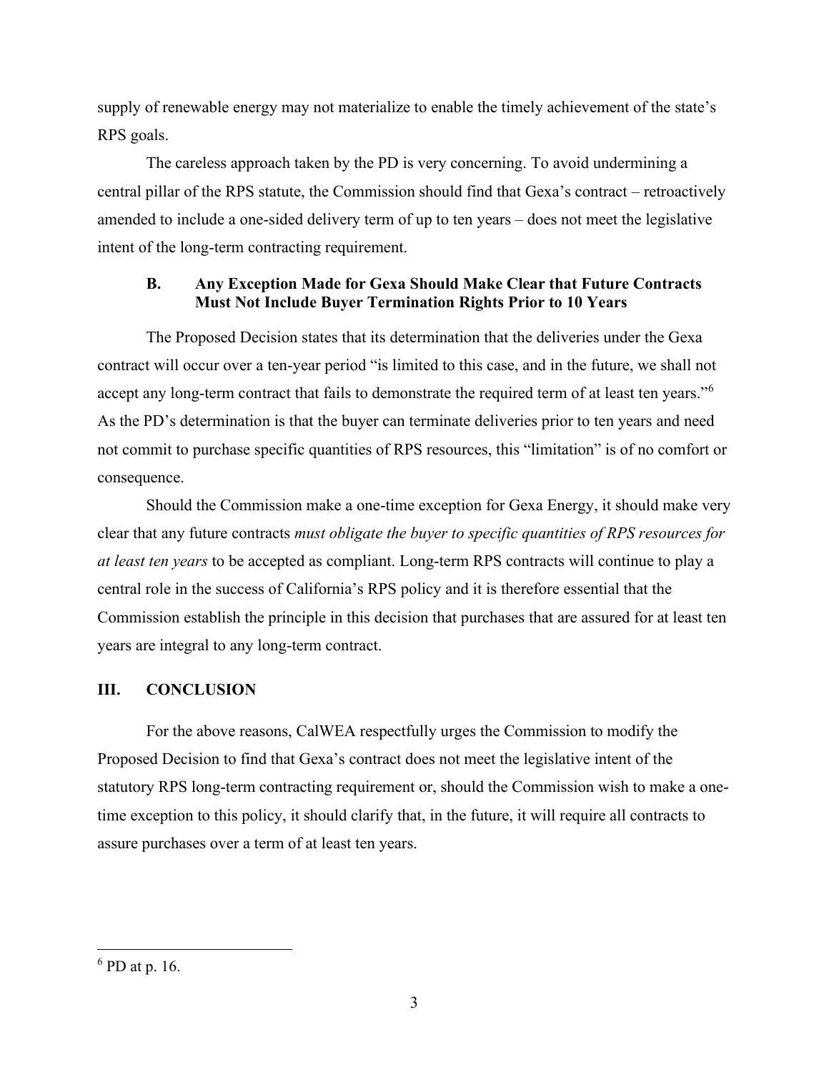supply of renewable energy may not materialize to enable the timely achievement of the state's RPS goals.

The careless approach taken by the PD is very concerning. To avoid undermining a central pillar of the RPS statute, the Commission should find that Gexa's contract – retroactively amended to include a one-sided delivery term of up to ten years – does not meet the legislative intent of the long-term contracting requirement.

### B. Any Exception Made for Gexa Should Make Clear that Future Contracts Must Not Include Buyer Termination Rights Prior to 10 Years

The Proposed Decision states that its determination that the deliveries under the Gexa contract will occur over a ten-year period "is limited to this case, and in the future, we shall not accept any long-term contract that fails to demonstrate the required term of at least ten years."[6] As the PD's determination is that the buyer can terminate deliveries prior to ten years and need not commit to purchase specific quantities of RPS resources, this "limitation" is of no comfort or consequence.

Should the Commission make a one-time exception for Gexa Energy, it should make very clear that any future contracts *must obligate the buyer to specific quantities of RPS resources for at least ten years* to be accepted as compliant. Long-term RPS contracts will continue to play a central role in the success of California's RPS policy and it is therefore essential that the Commission establish the principle in this decision that purchases that are assured for at least ten years are integral to any long-term contract.

## III. CONCLUSION

For the above reasons, CalWEA respectfully urges the Commission to modify the Proposed Decision to find that Gexa's contract does not meet the legislative intent of the statutory RPS long-term contracting requirement or, should the Commission wish to make a one-time exception to this policy, it should clarify that, in the future, it will require all contracts to assure purchases over a term of at least ten years.

---

[6] PD at p. 16.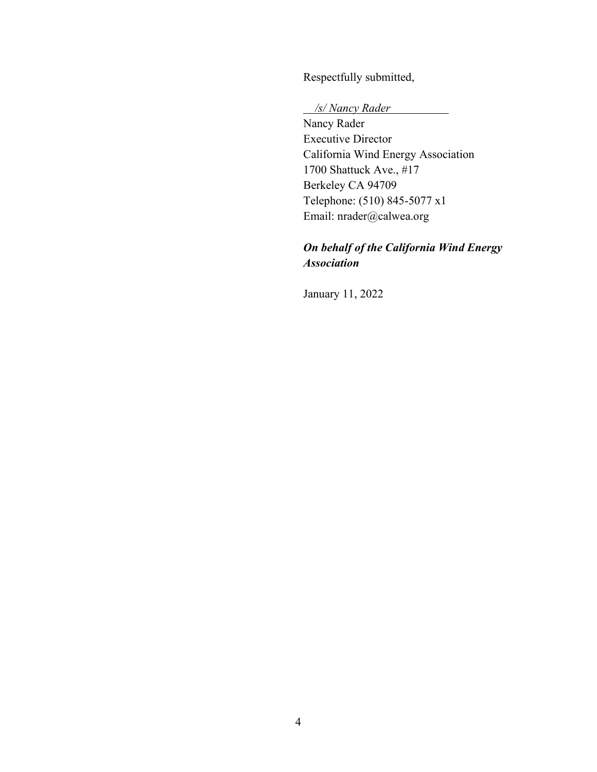Respectfully submitted,

*/s/ Nancy Rader*

Nancy Rader
Executive Director
California Wind Energy Association
1700 Shattuck Ave., #17
Berkeley CA 94709
Telephone: (510) 845-5077 x1
Email: nrader@calwea.org

***On behalf of the California Wind Energy Association***

January 11, 2022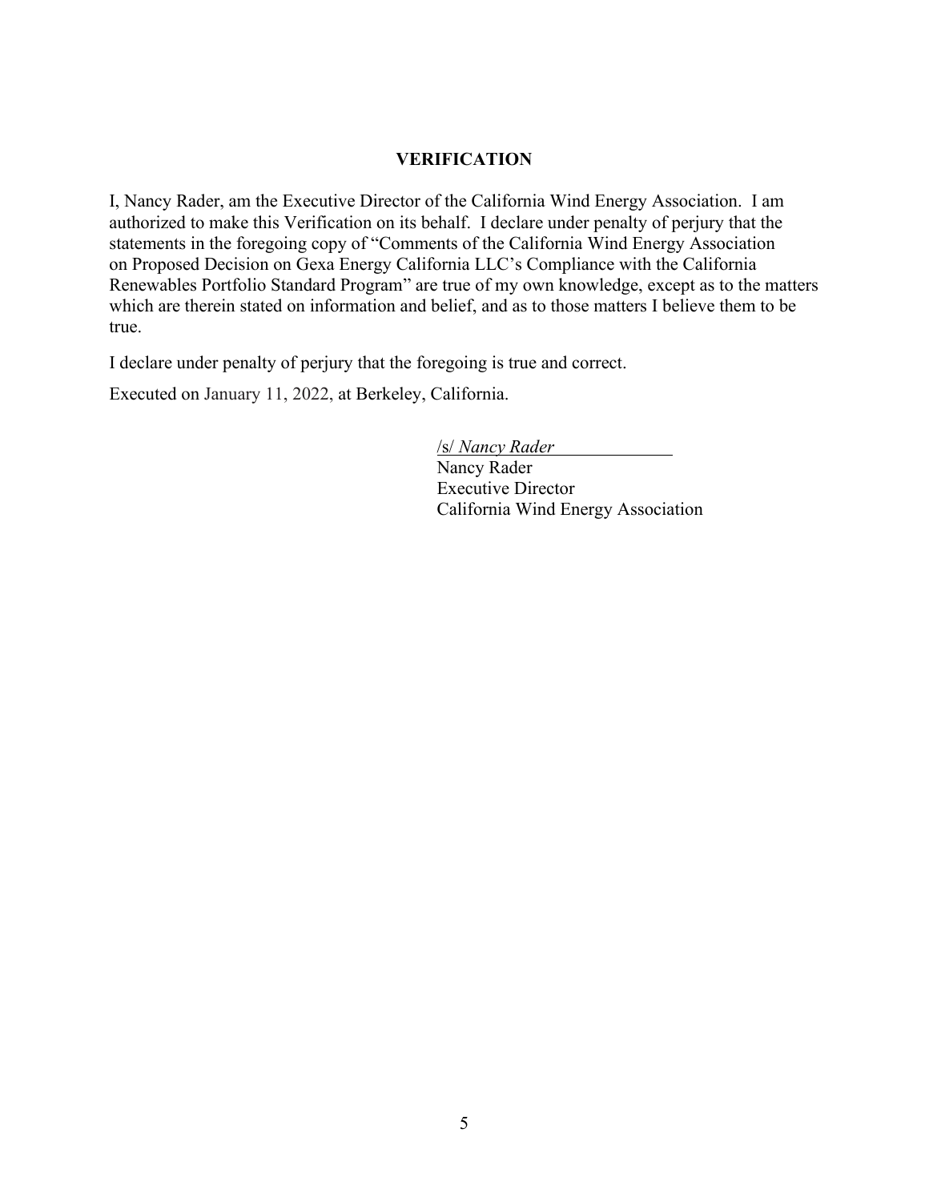**VERIFICATION**

I, Nancy Rader, am the Executive Director of the California Wind Energy Association. I am authorized to make this Verification on its behalf. I declare under penalty of perjury that the statements in the foregoing copy of "Comments of the California Wind Energy Association on Proposed Decision on Gexa Energy California LLC's Compliance with the California Renewables Portfolio Standard Program" are true of my own knowledge, except as to the matters which are therein stated on information and belief, and as to those matters I believe them to be true.

I declare under penalty of perjury that the foregoing is true and correct.

Executed on January 11, 2022, at Berkeley, California.

/s/ *Nancy Rader*
Nancy Rader
Executive Director
California Wind Energy Association